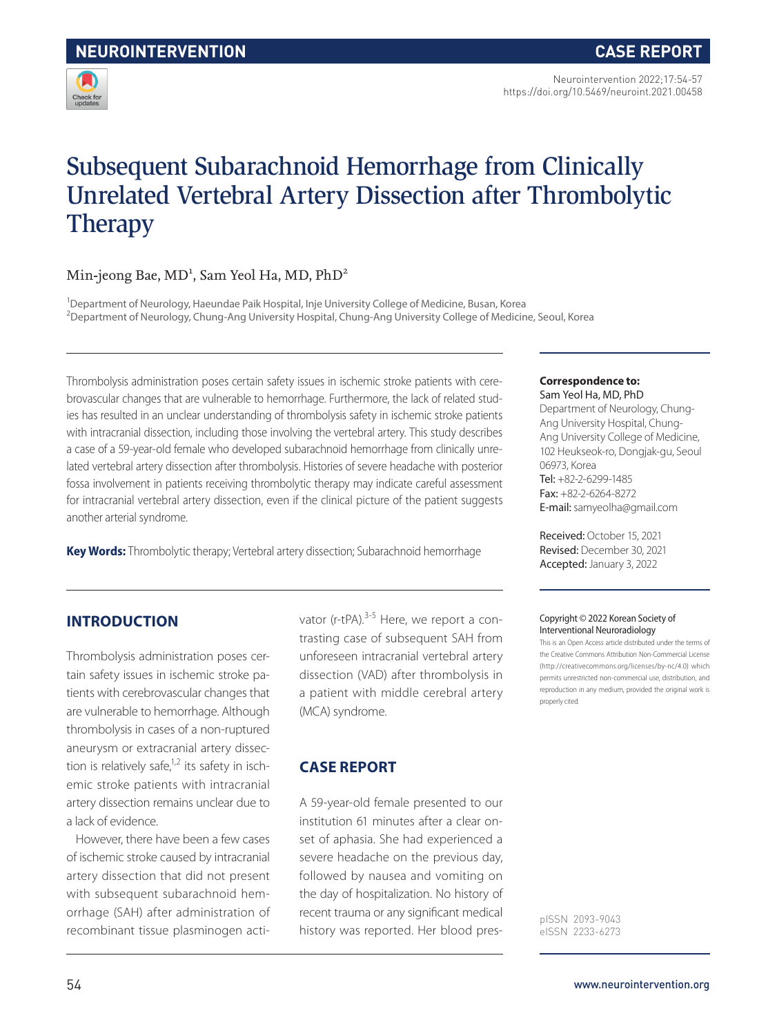NEUROINTERVENTION

CASE REPORT

# Subsequent Subarachnoid Hemorrhage from Clinically Unrelated Vertebral Artery Dissection after Thrombolytic Therapy

Min-jeong Bae, MD[1], Sam Yeol Ha, MD, PhD[2]

[1]Department of Neurology, Haeundae Paik Hospital, Inje University College of Medicine, Busan, Korea
[2]Department of Neurology, Chung-Ang University Hospital, Chung-Ang University College of Medicine, Seoul, Korea

Thrombolysis administration poses certain safety issues in ischemic stroke patients with cerebrovascular changes that are vulnerable to hemorrhage. Furthermore, the lack of related studies has resulted in an unclear understanding of thrombolysis safety in ischemic stroke patients with intracranial dissection, including those involving the vertebral artery. This study describes a case of a 59-year-old female who developed subarachnoid hemorrhage from clinically unrelated vertebral artery dissection after thrombolysis. Histories of severe headache with posterior fossa involvement in patients receiving thrombolytic therapy may indicate careful assessment for intracranial vertebral artery dissection, even if the clinical picture of the patient suggests another arterial syndrome.

**Key Words:** Thrombolytic therapy; Vertebral artery dissection; Subarachnoid hemorrhage

**Correspondence to:**
Sam Yeol Ha, MD, PhD
Department of Neurology, Chung-Ang University Hospital, Chung-Ang University College of Medicine, 102 Heukseok-ro, Dongjak-gu, Seoul 06973, Korea
Tel: +82-2-6299-1485
Fax: +82-2-6264-8272
E-mail: samyeolha@gmail.com

Received: October 15, 2021
Revised: December 30, 2021
Accepted: January 3, 2022

Copyright © 2022 Korean Society of Interventional Neuroradiology
This is an Open Access article distributed under the terms of the Creative Commons Attribution Non-Commercial License (http://creativecommons.org/licenses/by-nc/4.0) which permits unrestricted non-commercial use, distribution, and reproduction in any medium, provided the original work is properly cited.

pISSN 2093-9043
eISSN 2233-6273

## INTRODUCTION

Thrombolysis administration poses certain safety issues in ischemic stroke patients with cerebrovascular changes that are vulnerable to hemorrhage. Although thrombolysis in cases of a non-ruptured aneurysm or extracranial artery dissection is relatively safe,[1,2] its safety in ischemic stroke patients with intracranial artery dissection remains unclear due to a lack of evidence.

However, there have been a few cases of ischemic stroke caused by intracranial artery dissection that did not present with subsequent subarachnoid hemorrhage (SAH) after administration of recombinant tissue plasminogen activator (r-tPA).[3-5] Here, we report a contrasting case of subsequent SAH from unforeseen intracranial vertebral artery dissection (VAD) after thrombolysis in a patient with middle cerebral artery (MCA) syndrome.

## CASE REPORT

A 59-year-old female presented to our institution 61 minutes after a clear onset of aphasia. She had experienced a severe headache on the previous day, followed by nausea and vomiting on the day of hospitalization. No history of recent trauma or any significant medical history was reported. Her blood pres-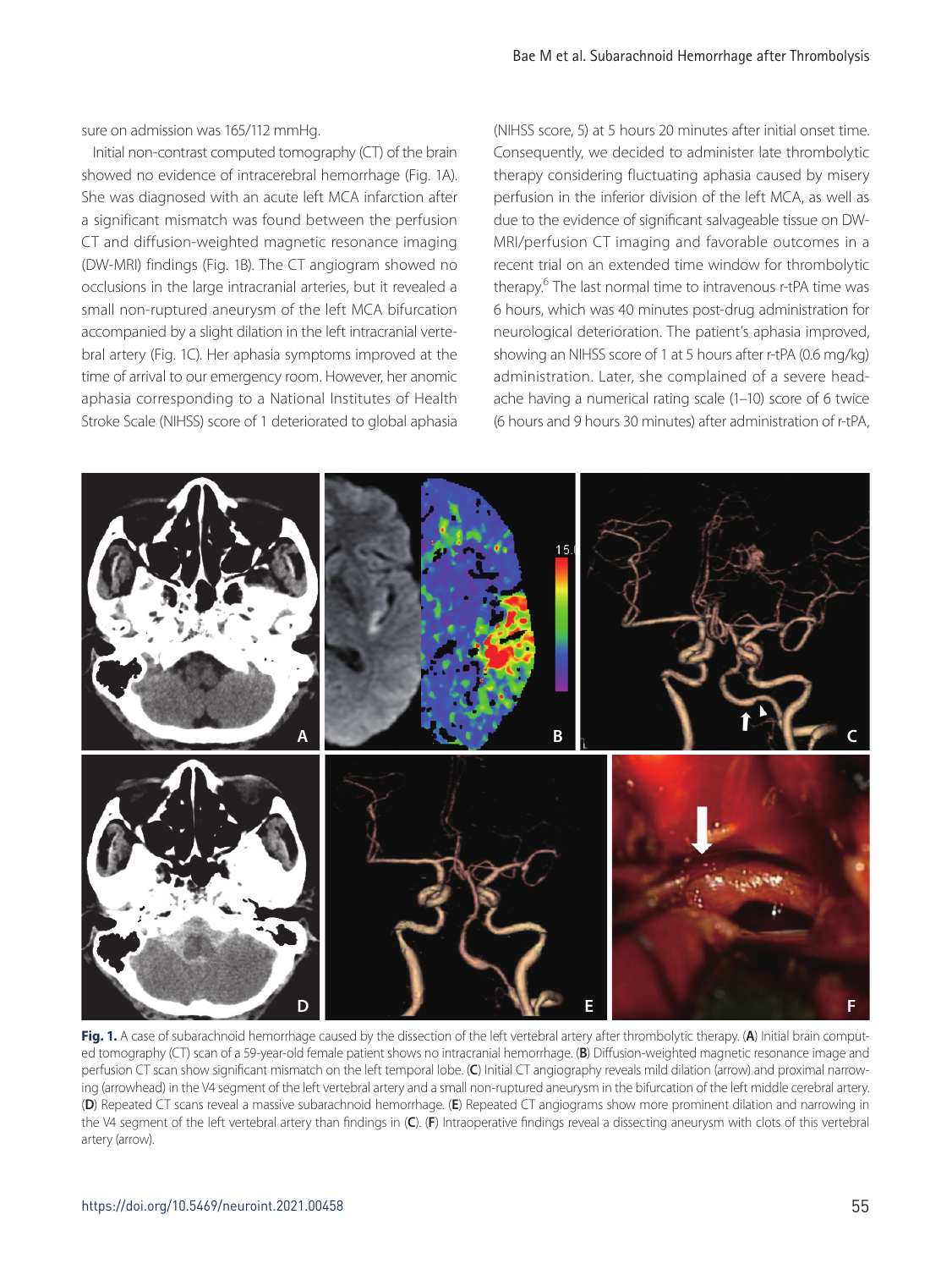sure on admission was 165/112 mmHg.

Initial non-contrast computed tomography (CT) of the brain showed no evidence of intracerebral hemorrhage (Fig. 1A). She was diagnosed with an acute left MCA infarction after a significant mismatch was found between the perfusion CT and diffusion-weighted magnetic resonance imaging (DW-MRI) findings (Fig. 1B). The CT angiogram showed no occlusions in the large intracranial arteries, but it revealed a small non-ruptured aneurysm of the left MCA bifurcation accompanied by a slight dilation in the left intracranial vertebral artery (Fig. 1C). Her aphasia symptoms improved at the time of arrival to our emergency room. However, her anomic aphasia corresponding to a National Institutes of Health Stroke Scale (NIHSS) score of 1 deteriorated to global aphasia (NIHSS score, 5) at 5 hours 20 minutes after initial onset time. Consequently, we decided to administer late thrombolytic therapy considering fluctuating aphasia caused by misery perfusion in the inferior division of the left MCA, as well as due to the evidence of significant salvageable tissue on DW-MRI/perfusion CT imaging and favorable outcomes in a recent trial on an extended time window for thrombolytic therapy.[6] The last normal time to intravenous r-tPA time was 6 hours, which was 40 minutes post-drug administration for neurological deterioration. The patient's aphasia improved, showing an NIHSS score of 1 at 5 hours after r-tPA (0.6 mg/kg) administration. Later, she complained of a severe headache having a numerical rating scale (1–10) score of 6 twice (6 hours and 9 hours 30 minutes) after administration of r-tPA,

**Fig. 1.** A case of subarachnoid hemorrhage caused by the dissection of the left vertebral artery after thrombolytic therapy. (**A**) Initial brain computed tomography (CT) scan of a 59-year-old female patient shows no intracranial hemorrhage. (**B**) Diffusion-weighted magnetic resonance image and perfusion CT scan show significant mismatch on the left temporal lobe. (**C**) Initial CT angiography reveals mild dilation (arrow) and proximal narrowing (arrowhead) in the V4 segment of the left vertebral artery and a small non-ruptured aneurysm in the bifurcation of the left middle cerebral artery. (**D**) Repeated CT scans reveal a massive subarachnoid hemorrhage. (**E**) Repeated CT angiograms show more prominent dilation and narrowing in the V4 segment of the left vertebral artery than findings in (**C**). (**F**) Intraoperative findings reveal a dissecting aneurysm with clots of this vertebral artery (arrow).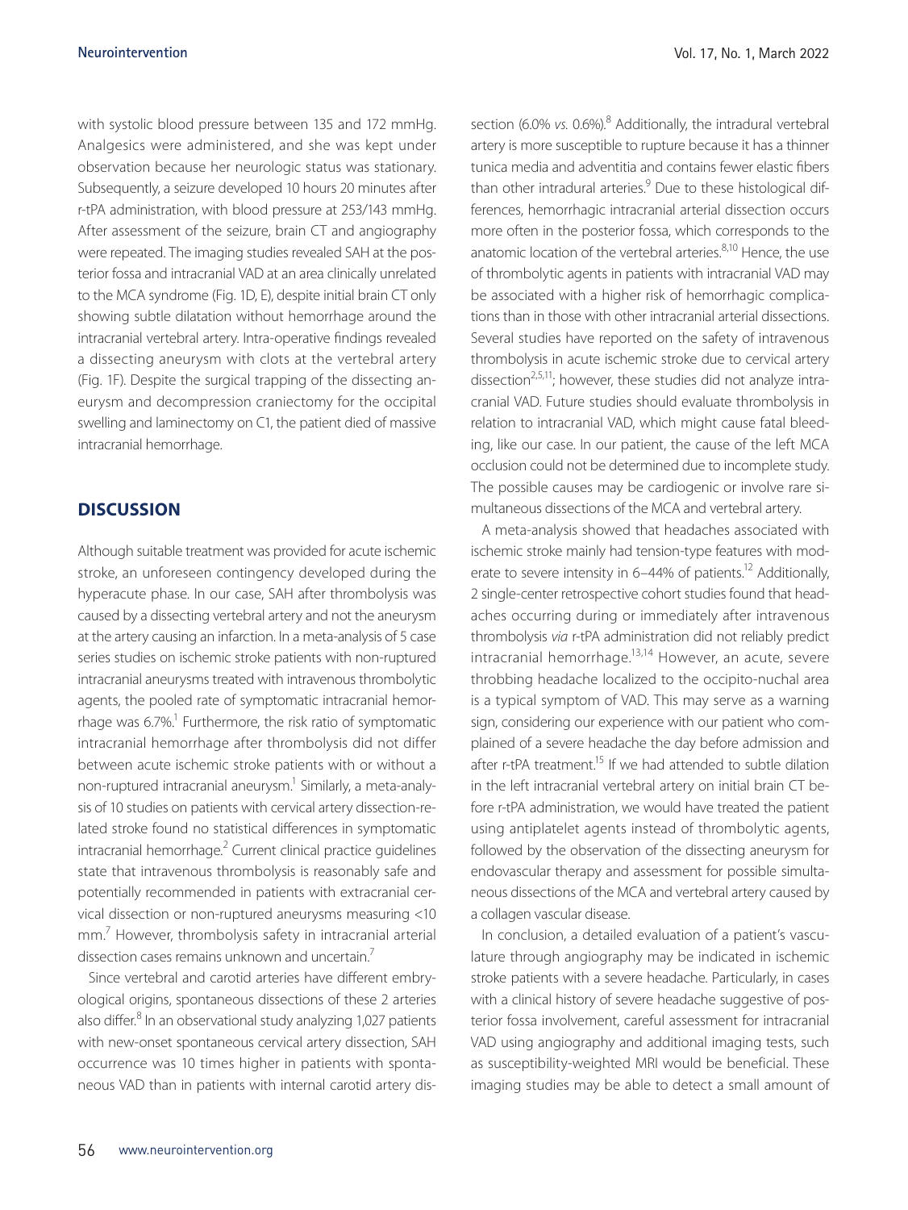with systolic blood pressure between 135 and 172 mmHg. Analgesics were administered, and she was kept under observation because her neurologic status was stationary. Subsequently, a seizure developed 10 hours 20 minutes after r-tPA administration, with blood pressure at 253/143 mmHg. After assessment of the seizure, brain CT and angiography were repeated. The imaging studies revealed SAH at the posterior fossa and intracranial VAD at an area clinically unrelated to the MCA syndrome (Fig. 1D, E), despite initial brain CT only showing subtle dilatation without hemorrhage around the intracranial vertebral artery. Intra-operative findings revealed a dissecting aneurysm with clots at the vertebral artery (Fig. 1F). Despite the surgical trapping of the dissecting aneurysm and decompression craniectomy for the occipital swelling and laminectomy on C1, the patient died of massive intracranial hemorrhage.

## DISCUSSION

Although suitable treatment was provided for acute ischemic stroke, an unforeseen contingency developed during the hyperacute phase. In our case, SAH after thrombolysis was caused by a dissecting vertebral artery and not the aneurysm at the artery causing an infarction. In a meta-analysis of 5 case series studies on ischemic stroke patients with non-ruptured intracranial aneurysms treated with intravenous thrombolytic agents, the pooled rate of symptomatic intracranial hemorrhage was 6.7%.[1] Furthermore, the risk ratio of symptomatic intracranial hemorrhage after thrombolysis did not differ between acute ischemic stroke patients with or without a non-ruptured intracranial aneurysm.[1] Similarly, a meta-analysis of 10 studies on patients with cervical artery dissection-related stroke found no statistical differences in symptomatic intracranial hemorrhage.[2] Current clinical practice guidelines state that intravenous thrombolysis is reasonably safe and potentially recommended in patients with extracranial cervical dissection or non-ruptured aneurysms measuring <10 mm.[7] However, thrombolysis safety in intracranial arterial dissection cases remains unknown and uncertain.[7]

Since vertebral and carotid arteries have different embryological origins, spontaneous dissections of these 2 arteries also differ.[8] In an observational study analyzing 1,027 patients with new-onset spontaneous cervical artery dissection, SAH occurrence was 10 times higher in patients with spontaneous VAD than in patients with internal carotid artery dissection (6.0% *vs.* 0.6%).[8] Additionally, the intradural vertebral artery is more susceptible to rupture because it has a thinner tunica media and adventitia and contains fewer elastic fibers than other intradural arteries.[9] Due to these histological differences, hemorrhagic intracranial arterial dissection occurs more often in the posterior fossa, which corresponds to the anatomic location of the vertebral arteries.[8,10] Hence, the use of thrombolytic agents in patients with intracranial VAD may be associated with a higher risk of hemorrhagic complications than in those with other intracranial arterial dissections. Several studies have reported on the safety of intravenous thrombolysis in acute ischemic stroke due to cervical artery dissection[2,5,11]; however, these studies did not analyze intracranial VAD. Future studies should evaluate thrombolysis in relation to intracranial VAD, which might cause fatal bleeding, like our case. In our patient, the cause of the left MCA occlusion could not be determined due to incomplete study. The possible causes may be cardiogenic or involve rare simultaneous dissections of the MCA and vertebral artery.

A meta-analysis showed that headaches associated with ischemic stroke mainly had tension-type features with moderate to severe intensity in 6–44% of patients.[12] Additionally, 2 single-center retrospective cohort studies found that headaches occurring during or immediately after intravenous thrombolysis *via* r-tPA administration did not reliably predict intracranial hemorrhage.[13,14] However, an acute, severe throbbing headache localized to the occipito-nuchal area is a typical symptom of VAD. This may serve as a warning sign, considering our experience with our patient who complained of a severe headache the day before admission and after r-tPA treatment.[15] If we had attended to subtle dilation in the left intracranial vertebral artery on initial brain CT before r-tPA administration, we would have treated the patient using antiplatelet agents instead of thrombolytic agents, followed by the observation of the dissecting aneurysm for endovascular therapy and assessment for possible simultaneous dissections of the MCA and vertebral artery caused by a collagen vascular disease.

In conclusion, a detailed evaluation of a patient's vasculature through angiography may be indicated in ischemic stroke patients with a severe headache. Particularly, in cases with a clinical history of severe headache suggestive of posterior fossa involvement, careful assessment for intracranial VAD using angiography and additional imaging tests, such as susceptibility-weighted MRI would be beneficial. These imaging studies may be able to detect a small amount of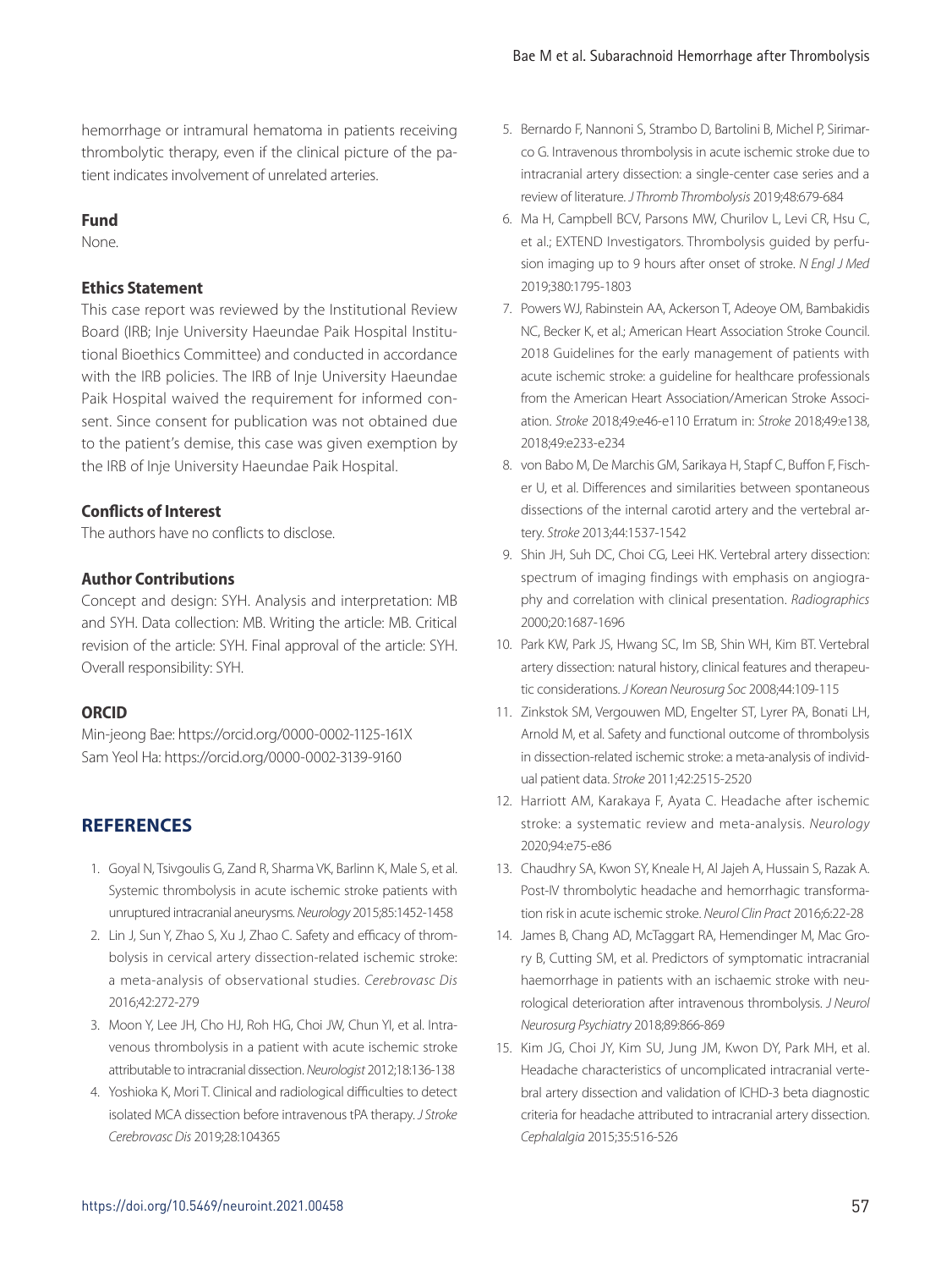hemorrhage or intramural hematoma in patients receiving thrombolytic therapy, even if the clinical picture of the patient indicates involvement of unrelated arteries.

### Fund

None.

### Ethics Statement

This case report was reviewed by the Institutional Review Board (IRB; Inje University Haeundae Paik Hospital Institutional Bioethics Committee) and conducted in accordance with the IRB policies. The IRB of Inje University Haeundae Paik Hospital waived the requirement for informed consent. Since consent for publication was not obtained due to the patient's demise, this case was given exemption by the IRB of Inje University Haeundae Paik Hospital.

### Conflicts of Interest

The authors have no conflicts to disclose.

### Author Contributions

Concept and design: SYH. Analysis and interpretation: MB and SYH. Data collection: MB. Writing the article: MB. Critical revision of the article: SYH. Final approval of the article: SYH. Overall responsibility: SYH.

### ORCID

Min-jeong Bae: https://orcid.org/0000-0002-1125-161X
Sam Yeol Ha: https://orcid.org/0000-0002-3139-9160

## REFERENCES

1. Goyal N, Tsivgoulis G, Zand R, Sharma VK, Barlinn K, Male S, et al. Systemic thrombolysis in acute ischemic stroke patients with unruptured intracranial aneurysms. *Neurology* 2015;85:1452-1458
2. Lin J, Sun Y, Zhao S, Xu J, Zhao C. Safety and efficacy of thrombolysis in cervical artery dissection-related ischemic stroke: a meta-analysis of observational studies. *Cerebrovasc Dis* 2016;42:272-279
3. Moon Y, Lee JH, Cho HJ, Roh HG, Choi JW, Chun YI, et al. Intravenous thrombolysis in a patient with acute ischemic stroke attributable to intracranial dissection. *Neurologist* 2012;18:136-138
4. Yoshioka K, Mori T. Clinical and radiological difficulties to detect isolated MCA dissection before intravenous tPA therapy. *J Stroke Cerebrovasc Dis* 2019;28:104365
5. Bernardo F, Nannoni S, Strambo D, Bartolini B, Michel P, Sirimarco G. Intravenous thrombolysis in acute ischemic stroke due to intracranial artery dissection: a single-center case series and a review of literature. *J Thromb Thrombolysis* 2019;48:679-684
6. Ma H, Campbell BCV, Parsons MW, Churilov L, Levi CR, Hsu C, et al.; EXTEND Investigators. Thrombolysis guided by perfusion imaging up to 9 hours after onset of stroke. *N Engl J Med* 2019;380:1795-1803
7. Powers WJ, Rabinstein AA, Ackerson T, Adeoye OM, Bambakidis NC, Becker K, et al.; American Heart Association Stroke Council. 2018 Guidelines for the early management of patients with acute ischemic stroke: a guideline for healthcare professionals from the American Heart Association/American Stroke Association. *Stroke* 2018;49:e46-e110 Erratum in: *Stroke* 2018;49:e138, 2018;49:e233-e234
8. von Babo M, De Marchis GM, Sarikaya H, Stapf C, Buffon F, Fischer U, et al. Differences and similarities between spontaneous dissections of the internal carotid artery and the vertebral artery. *Stroke* 2013;44:1537-1542
9. Shin JH, Suh DC, Choi CG, Leei HK. Vertebral artery dissection: spectrum of imaging findings with emphasis on angiography and correlation with clinical presentation. *Radiographics* 2000;20:1687-1696
10. Park KW, Park JS, Hwang SC, Im SB, Shin WH, Kim BT. Vertebral artery dissection: natural history, clinical features and therapeutic considerations. *J Korean Neurosurg Soc* 2008;44:109-115
11. Zinkstok SM, Vergouwen MD, Engelter ST, Lyrer PA, Bonati LH, Arnold M, et al. Safety and functional outcome of thrombolysis in dissection-related ischemic stroke: a meta-analysis of individual patient data. *Stroke* 2011;42:2515-2520
12. Harriott AM, Karakaya F, Ayata C. Headache after ischemic stroke: a systematic review and meta-analysis. *Neurology* 2020;94:e75-e86
13. Chaudhry SA, Kwon SY, Kneale H, Al Jajeh A, Hussain S, Razak A. Post-IV thrombolytic headache and hemorrhagic transformation risk in acute ischemic stroke. *Neurol Clin Pract* 2016;6:22-28
14. James B, Chang AD, McTaggart RA, Hemendinger M, Mac Grory B, Cutting SM, et al. Predictors of symptomatic intracranial haemorrhage in patients with an ischaemic stroke with neurological deterioration after intravenous thrombolysis. *J Neurol Neurosurg Psychiatry* 2018;89:866-869
15. Kim JG, Choi JY, Kim SU, Jung JM, Kwon DY, Park MH, et al. Headache characteristics of uncomplicated intracranial vertebral artery dissection and validation of ICHD-3 beta diagnostic criteria for headache attributed to intracranial artery dissection. *Cephalalgia* 2015;35:516-526